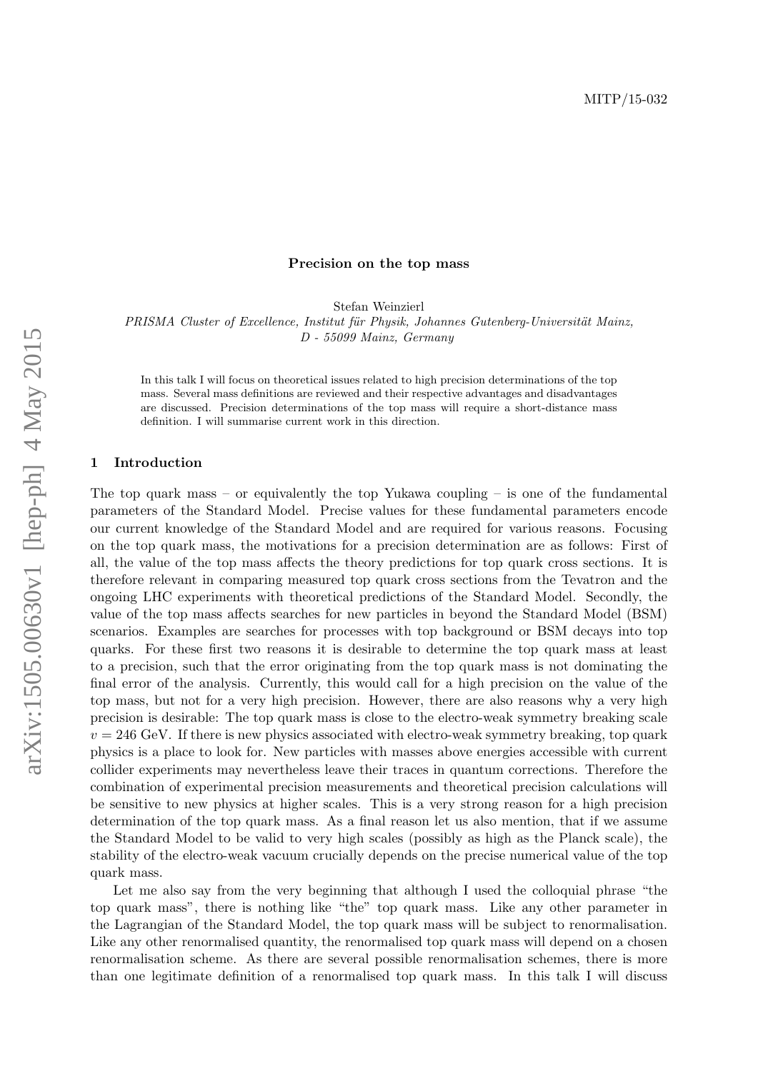MITP/15-032

# Precision on the top mass

Stefan Weinzierl

*PRISMA Cluster of Excellence, Institut für Physik, Johannes Gutenberg-Universität Mainz, D - 55099 Mainz, Germany*

In this talk I will focus on theoretical issues related to high precision determinations of the top mass. Several mass definitions are reviewed and their respective advantages and disadvantages are discussed. Precision determinations of the top mass will require a short-distance mass definition. I will summarise current work in this direction.

## 1 Introduction

The top quark mass – or equivalently the top Yukawa coupling – is one of the fundamental parameters of the Standard Model. Precise values for these fundamental parameters encode our current knowledge of the Standard Model and are required for various reasons. Focusing on the top quark mass, the motivations for a precision determination are as follows: First of all, the value of the top mass affects the theory predictions for top quark cross sections. It is therefore relevant in comparing measured top quark cross sections from the Tevatron and the ongoing LHC experiments with theoretical predictions of the Standard Model. Secondly, the value of the top mass affects searches for new particles in beyond the Standard Model (BSM) scenarios. Examples are searches for processes with top background or BSM decays into top quarks. For these first two reasons it is desirable to determine the top quark mass at least to a precision, such that the error originating from the top quark mass is not dominating the final error of the analysis. Currently, this would call for a high precision on the value of the top mass, but not for a very high precision. However, there are also reasons why a very high precision is desirable: The top quark mass is close to the electro-weak symmetry breaking scale $v = 246$ GeV. If there is new physics associated with electro-weak symmetry breaking, top quark physics is a place to look for. New particles with masses above energies accessible with current collider experiments may nevertheless leave their traces in quantum corrections. Therefore the combination of experimental precision measurements and theoretical precision calculations will be sensitive to new physics at higher scales. This is a very strong reason for a high precision determination of the top quark mass. As a final reason let us also mention, that if we assume the Standard Model to be valid to very high scales (possibly as high as the Planck scale), the stability of the electro-weak vacuum crucially depends on the precise numerical value of the top quark mass.

Let me also say from the very beginning that although I used the colloquial phrase "the top quark mass", there is nothing like "the" top quark mass. Like any other parameter in the Lagrangian of the Standard Model, the top quark mass will be subject to renormalisation. Like any other renormalised quantity, the renormalised top quark mass will depend on a chosen renormalisation scheme. As there are several possible renormalisation schemes, there is more than one legitimate definition of a renormalised top quark mass. In this talk I will discuss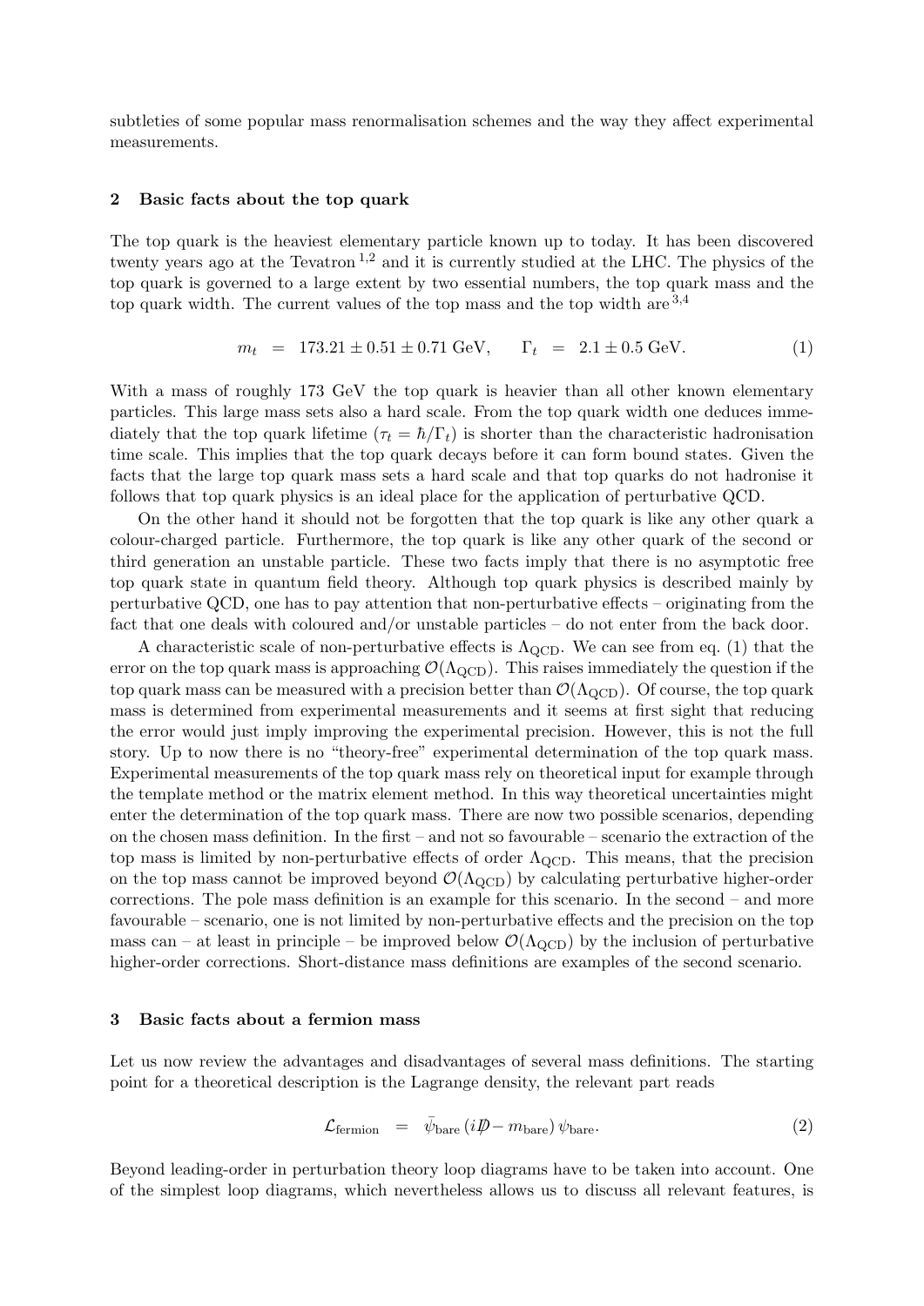subtleties of some popular mass renormalisation schemes and the way they affect experimental measurements.

## 2 Basic facts about the top quark

The top quark is the heaviest elementary particle known up to today. It has been discovered twenty years ago at the Tevatron [1,2] and it is currently studied at the LHC. The physics of the top quark is governed to a large extent by two essential numbers, the top quark mass and the top quark width. The current values of the top mass and the top width are [3,4]

$$m_t = 173.21 \pm 0.51 \pm 0.71 \text{ GeV}, \qquad \Gamma_t = 2.1 \pm 0.5 \text{ GeV}. \tag{1}$$

With a mass of roughly 173 GeV the top quark is heavier than all other known elementary particles. This large mass sets also a hard scale. From the top quark width one deduces immediately that the top quark lifetime ($\tau_t = \hbar/\Gamma_t$) is shorter than the characteristic hadronisation time scale. This implies that the top quark decays before it can form bound states. Given the facts that the large top quark mass sets a hard scale and that top quarks do not hadronise it follows that top quark physics is an ideal place for the application of perturbative QCD.

On the other hand it should not be forgotten that the top quark is like any other quark a colour-charged particle. Furthermore, the top quark is like any other quark of the second or third generation an unstable particle. These two facts imply that there is no asymptotic free top quark state in quantum field theory. Although top quark physics is described mainly by perturbative QCD, one has to pay attention that non-perturbative effects – originating from the fact that one deals with coloured and/or unstable particles – do not enter from the back door.

A characteristic scale of non-perturbative effects is $\Lambda_{\text{QCD}}$. We can see from eq. (1) that the error on the top quark mass is approaching $\mathcal{O}(\Lambda_{\text{QCD}})$. This raises immediately the question if the top quark mass can be measured with a precision better than $\mathcal{O}(\Lambda_{\text{QCD}})$. Of course, the top quark mass is determined from experimental measurements and it seems at first sight that reducing the error would just imply improving the experimental precision. However, this is not the full story. Up to now there is no "theory-free" experimental determination of the top quark mass. Experimental measurements of the top quark mass rely on theoretical input for example through the template method or the matrix element method. In this way theoretical uncertainties might enter the determination of the top quark mass. There are now two possible scenarios, depending on the chosen mass definition. In the first – and not so favourable – scenario the extraction of the top mass is limited by non-perturbative effects of order $\Lambda_{\text{QCD}}$. This means, that the precision on the top mass cannot be improved beyond $\mathcal{O}(\Lambda_{\text{QCD}})$ by calculating perturbative higher-order corrections. The pole mass definition is an example for this scenario. In the second – and more favourable – scenario, one is not limited by non-perturbative effects and the precision on the top mass can – at least in principle – be improved below $\mathcal{O}(\Lambda_{\text{QCD}})$ by the inclusion of perturbative higher-order corrections. Short-distance mass definitions are examples of the second scenario.

## 3 Basic facts about a fermion mass

Let us now review the advantages and disadvantages of several mass definitions. The starting point for a theoretical description is the Lagrange density, the relevant part reads

$$\mathcal{L}_{\text{fermion}} = \bar{\psi}_{\text{bare}} \left( i\not{D} - m_{\text{bare}} \right) \psi_{\text{bare}}. \tag{2}$$

Beyond leading-order in perturbation theory loop diagrams have to be taken into account. One of the simplest loop diagrams, which nevertheless allows us to discuss all relevant features, is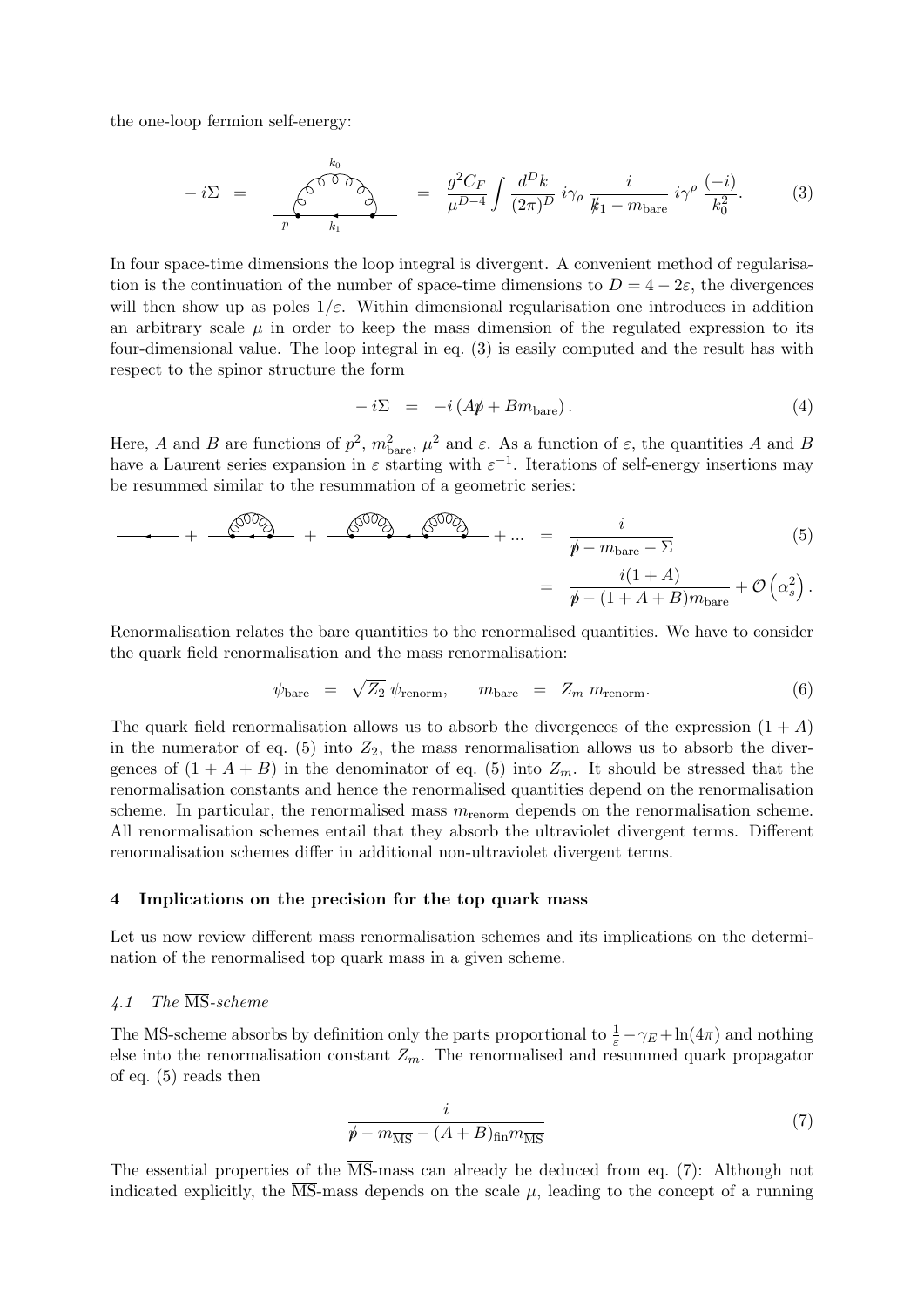the one-loop fermion self-energy:

$$-i\Sigma \;=\; \text{[diagram]} \;=\; \frac{g^2 C_F}{\mu^{D-4}} \int \frac{d^D k}{(2\pi)^D}\, i\gamma_\rho \,\frac{i}{\not{k}_1 - m_{\text{bare}}}\, i\gamma^\rho \,\frac{(-i)}{k_0^2}. \tag{3}$$

In four space-time dimensions the loop integral is divergent. A convenient method of regularisation is the continuation of the number of space-time dimensions to $D = 4 - 2\varepsilon$, the divergences will then show up as poles $1/\varepsilon$. Within dimensional regularisation one introduces in addition an arbitrary scale $\mu$ in order to keep the mass dimension of the regulated expression to its four-dimensional value. The loop integral in eq. (3) is easily computed and the result has with respect to the spinor structure the form

$$-i\Sigma \;=\; -i\left(A\not{p} + B m_{\text{bare}}\right). \tag{4}$$

Here, $A$ and $B$ are functions of $p^2$, $m_{\text{bare}}^2$, $\mu^2$ and $\varepsilon$. As a function of $\varepsilon$, the quantities $A$ and $B$ have a Laurent series expansion in $\varepsilon$ starting with $\varepsilon^{-1}$. Iterations of self-energy insertions may be resummed similar to the resummation of a geometric series:

$$\text{[diagrams]} + \ldots \;=\; \frac{i}{\not{p} - m_{\text{bare}} - \Sigma} \;=\; \frac{i(1+A)}{\not{p} - (1+A+B)m_{\text{bare}}} + \mathcal{O}\left(\alpha_s^2\right). \tag{5}$$

Renormalisation relates the bare quantities to the renormalised quantities. We have to consider the quark field renormalisation and the mass renormalisation:

$$\psi_{\text{bare}} \;=\; \sqrt{Z_2}\,\psi_{\text{renorm}}, \qquad m_{\text{bare}} \;=\; Z_m\, m_{\text{renorm}}. \tag{6}$$

The quark field renormalisation allows us to absorb the divergences of the expression $(1+A)$ in the numerator of eq. (5) into $Z_2$, the mass renormalisation allows us to absorb the divergences of $(1+A+B)$ in the denominator of eq. (5) into $Z_m$. It should be stressed that the renormalisation constants and hence the renormalised quantities depend on the renormalisation scheme. In particular, the renormalised mass $m_{\text{renorm}}$ depends on the renormalisation scheme. All renormalisation schemes entail that they absorb the ultraviolet divergent terms. Different renormalisation schemes differ in additional non-ultraviolet divergent terms.

## 4 Implications on the precision for the top quark mass

Let us now review different mass renormalisation schemes and its implications on the determination of the renormalised top quark mass in a given scheme.

### 4.1 The $\overline{\text{MS}}$-scheme

The $\overline{\text{MS}}$-scheme absorbs by definition only the parts proportional to $\frac{1}{\varepsilon} - \gamma_E + \ln(4\pi)$ and nothing else into the renormalisation constant $Z_m$. The renormalised and resummed quark propagator of eq. (5) reads then

$$\frac{i}{\not{p} - m_{\overline{\text{MS}}} - (A+B)_{\text{fin}} m_{\overline{\text{MS}}}} \tag{7}$$

The essential properties of the $\overline{\text{MS}}$-mass can already be deduced from eq. (7): Although not indicated explicitly, the $\overline{\text{MS}}$-mass depends on the scale $\mu$, leading to the concept of a running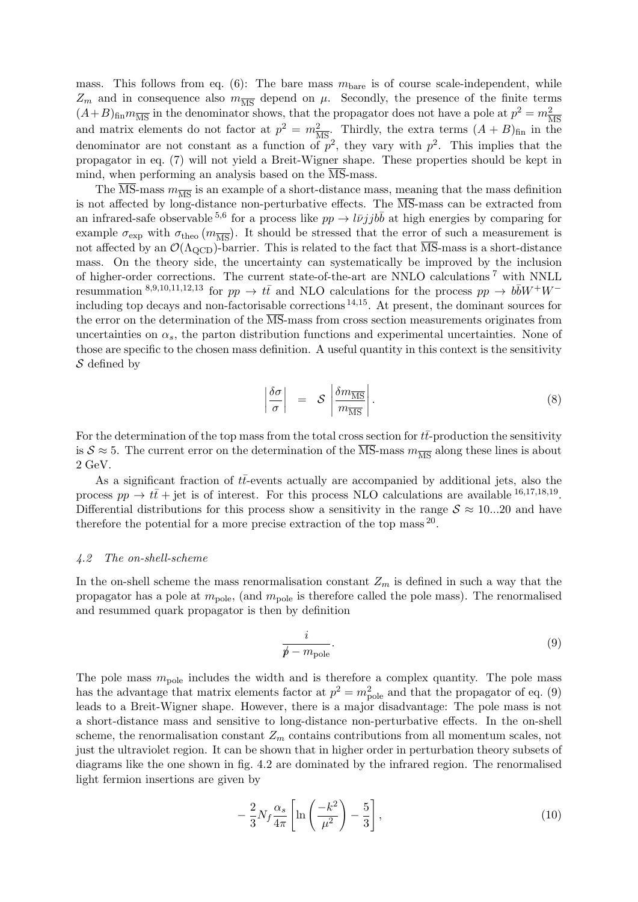mass. This follows from eq. (6): The bare mass $m_{\text{bare}}$ is of course scale-independent, while $Z_m$ and in consequence also $m_{\overline{\text{MS}}}$ depend on $\mu$. Secondly, the presence of the finite terms $(A+B)_{\text{fin}} m_{\overline{\text{MS}}}$ in the denominator shows, that the propagator does not have a pole at $p^2 = m_{\overline{\text{MS}}}^2$ and matrix elements do not factor at $p^2 = m_{\overline{\text{MS}}}^2$. Thirdly, the extra terms $(A+B)_{\text{fin}}$ in the denominator are not constant as a function of $p^2$, they vary with $p^2$. This implies that the propagator in eq. (7) will not yield a Breit-Wigner shape. These properties should be kept in mind, when performing an analysis based on the $\overline{\text{MS}}$-mass.

The $\overline{\text{MS}}$-mass $m_{\overline{\text{MS}}}$ is an example of a short-distance mass, meaning that the mass definition is not affected by long-distance non-perturbative effects. The $\overline{\text{MS}}$-mass can be extracted from an infrared-safe observable [5,6] for a process like $pp \to l\bar{\nu}jjb\bar{b}$ at high energies by comparing for example $\sigma_{\text{exp}}$ with $\sigma_{\text{theo}}\left(m_{\overline{\text{MS}}}\right)$. It should be stressed that the error of such a measurement is not affected by an $\mathcal{O}(\Lambda_{\text{QCD}})$-barrier. This is related to the fact that $\overline{\text{MS}}$-mass is a short-distance mass. On the theory side, the uncertainty can systematically be improved by the inclusion of higher-order corrections. The current state-of-the-art are NNLO calculations [7] with NNLL resummation [8,9,10,11,12,13] for $pp \to t\bar{t}$ and NLO calculations for the process $pp \to b\bar{b}W^+W^-$ including top decays and non-factorisable corrections [14,15]. At present, the dominant sources for the error on the determination of the $\overline{\text{MS}}$-mass from cross section measurements originates from uncertainties on $\alpha_s$, the parton distribution functions and experimental uncertainties. None of those are specific to the chosen mass definition. A useful quantity in this context is the sensitivity $\mathcal{S}$ defined by

$$\left|\frac{\delta\sigma}{\sigma}\right| = \mathcal{S}\left|\frac{\delta m_{\overline{\text{MS}}}}{m_{\overline{\text{MS}}}}\right|. \tag{8}$$

For the determination of the top mass from the total cross section for $t\bar{t}$-production the sensitivity is $\mathcal{S} \approx 5$. The current error on the determination of the $\overline{\text{MS}}$-mass $m_{\overline{\text{MS}}}$ along these lines is about 2 GeV.

As a significant fraction of $t\bar{t}$-events actually are accompanied by additional jets, also the process $pp \to t\bar{t} + \text{jet}$ is of interest. For this process NLO calculations are available [16,17,18,19]. Differential distributions for this process show a sensitivity in the range $\mathcal{S} \approx 10...20$ and have therefore the potential for a more precise extraction of the top mass [20].

### *4.2 The on-shell-scheme*

In the on-shell scheme the mass renormalisation constant $Z_m$ is defined in such a way that the propagator has a pole at $m_{\text{pole}}$, (and $m_{\text{pole}}$ is therefore called the pole mass). The renormalised and resummed quark propagator is then by definition

$$\frac{i}{\not{p} - m_{\text{pole}}}. \tag{9}$$

The pole mass $m_{\text{pole}}$ includes the width and is therefore a complex quantity. The pole mass has the advantage that matrix elements factor at $p^2 = m_{\text{pole}}^2$ and that the propagator of eq. (9) leads to a Breit-Wigner shape. However, there is a major disadvantage: The pole mass is not a short-distance mass and sensitive to long-distance non-perturbative effects. In the on-shell scheme, the renormalisation constant $Z_m$ contains contributions from all momentum scales, not just the ultraviolet region. It can be shown that in higher order in perturbation theory subsets of diagrams like the one shown in fig. 4.2 are dominated by the infrared region. The renormalised light fermion insertions are given by

$$-\frac{2}{3}N_f\frac{\alpha_s}{4\pi}\left[\ln\left(\frac{-k^2}{\mu^2}\right) - \frac{5}{3}\right], \tag{10}$$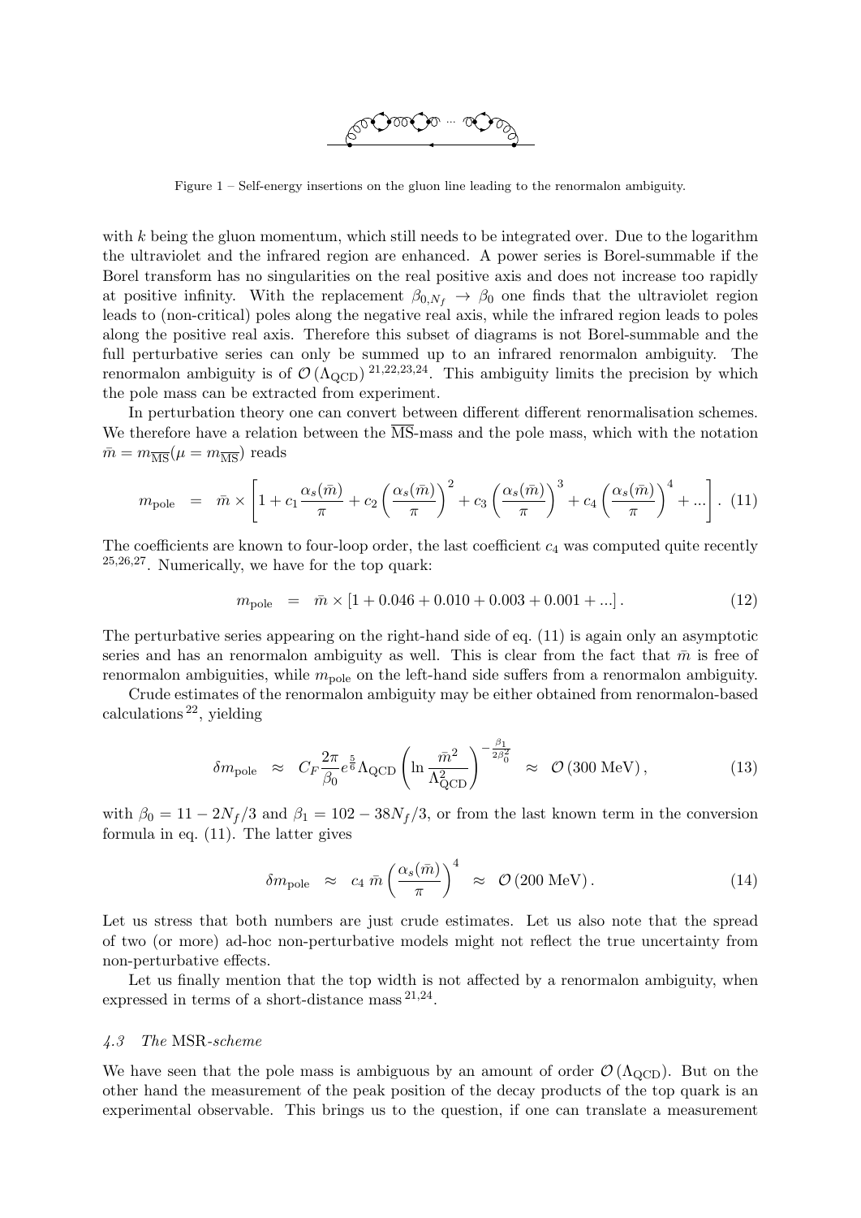Figure 1 – Self-energy insertions on the gluon line leading to the renormalon ambiguity.

with $k$ being the gluon momentum, which still needs to be integrated over. Due to the logarithm the ultraviolet and the infrared region are enhanced. A power series is Borel-summable if the Borel transform has no singularities on the real positive axis and does not increase too rapidly at positive infinity. With the replacement $\beta_{0,N_f} \to \beta_0$ one finds that the ultraviolet region leads to (non-critical) poles along the negative real axis, while the infrared region leads to poles along the positive real axis. Therefore this subset of diagrams is not Borel-summable and the full perturbative series can only be summed up to an infrared renormalon ambiguity. The renormalon ambiguity is of $\mathcal{O}(\Lambda_{\rm QCD})$ [21,22,23,24]. This ambiguity limits the precision by which the pole mass can be extracted from experiment.

In perturbation theory one can convert between different different renormalisation schemes. We therefore have a relation between the $\overline{\rm MS}$-mass and the pole mass, which with the notation $\bar{m} = m_{\overline{\rm MS}}(\mu = m_{\overline{\rm MS}})$ reads

$$m_{\rm pole} \;=\; \bar{m} \times \left[ 1 + c_1 \frac{\alpha_s(\bar{m})}{\pi} + c_2 \left( \frac{\alpha_s(\bar{m})}{\pi} \right)^2 + c_3 \left( \frac{\alpha_s(\bar{m})}{\pi} \right)^3 + c_4 \left( \frac{\alpha_s(\bar{m})}{\pi} \right)^4 + ... \right]. \quad (11)$$

The coefficients are known to four-loop order, the last coefficient $c_4$ was computed quite recently [25,26,27]. Numerically, we have for the top quark:

$$m_{\rm pole} \;=\; \bar{m} \times \left[ 1 + 0.046 + 0.010 + 0.003 + 0.001 + ... \right]. \quad (12)$$

The perturbative series appearing on the right-hand side of eq. (11) is again only an asymptotic series and has an renormalon ambiguity as well. This is clear from the fact that $\bar{m}$ is free of renormalon ambiguities, while $m_{\rm pole}$ on the left-hand side suffers from a renormalon ambiguity.

Crude estimates of the renormalon ambiguity may be either obtained from renormalon-based calculations [22], yielding

$$\delta m_{\rm pole} \;\approx\; C_F \frac{2\pi}{\beta_0} e^{\frac{5}{6}} \Lambda_{\rm QCD} \left( \ln \frac{\bar{m}^2}{\Lambda_{\rm QCD}^2} \right)^{-\frac{\beta_1}{2\beta_0^2}} \;\approx\; \mathcal{O}\left(300 \text{ MeV}\right), \quad (13)$$

with $\beta_0 = 11 - 2N_f/3$ and $\beta_1 = 102 - 38N_f/3$, or from the last known term in the conversion formula in eq. (11). The latter gives

$$\delta m_{\rm pole} \;\approx\; c_4 \, \bar{m} \left( \frac{\alpha_s(\bar{m})}{\pi} \right)^4 \;\approx\; \mathcal{O}\left(200 \text{ MeV}\right). \quad (14)$$

Let us stress that both numbers are just crude estimates. Let us also note that the spread of two (or more) ad-hoc non-perturbative models might not reflect the true uncertainty from non-perturbative effects.

Let us finally mention that the top width is not affected by a renormalon ambiguity, when expressed in terms of a short-distance mass [21,24].

### *4.3 The* MSR*-scheme*

We have seen that the pole mass is ambiguous by an amount of order $\mathcal{O}(\Lambda_{\rm QCD})$. But on the other hand the measurement of the peak position of the decay products of the top quark is an experimental observable. This brings us to the question, if one can translate a measurement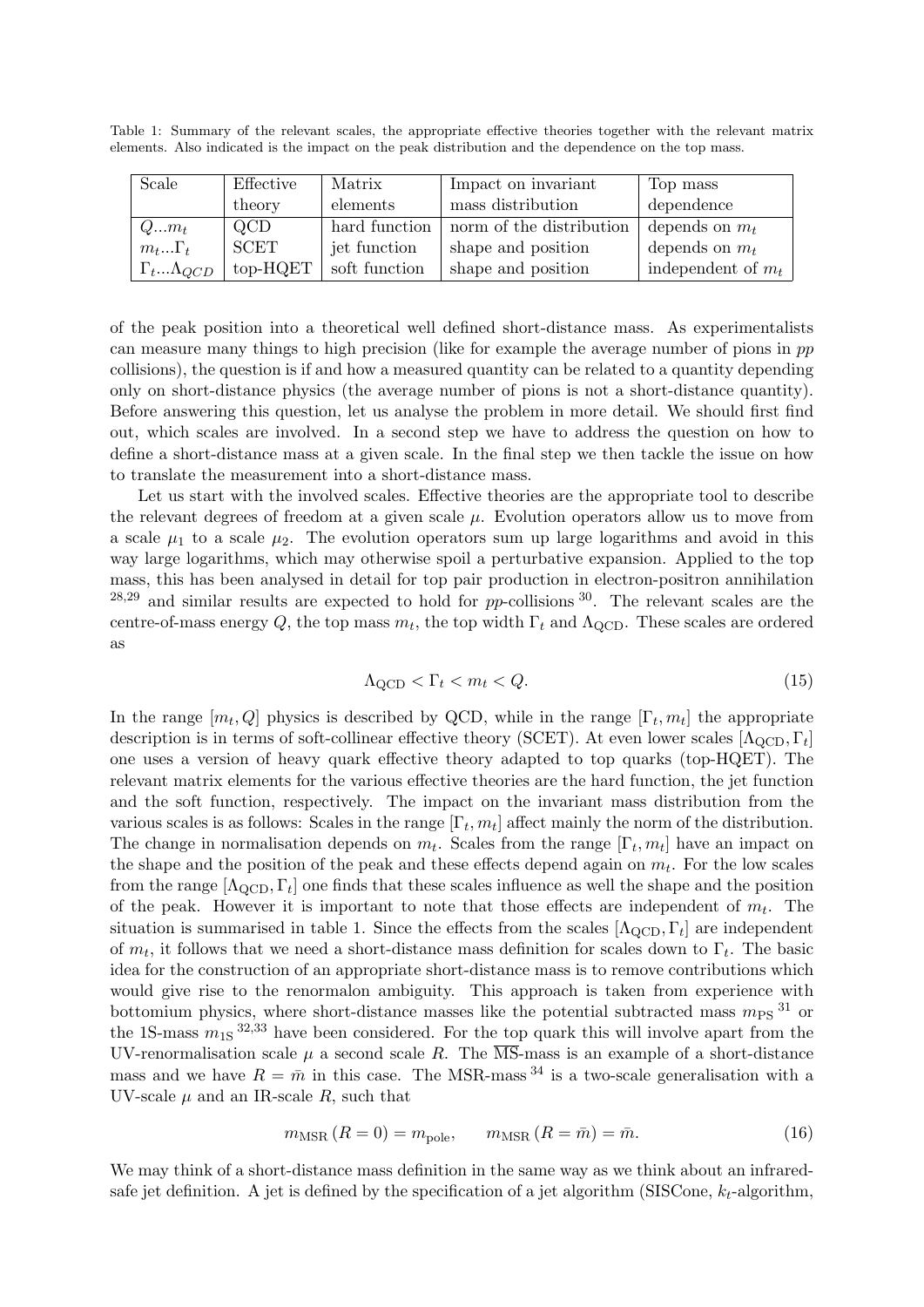Table 1: Summary of the relevant scales, the appropriate effective theories together with the relevant matrix elements. Also indicated is the impact on the peak distribution and the dependence on the top mass.

| Scale | Effective theory | Matrix elements | Impact on invariant mass distribution | Top mass dependence |
|---|---|---|---|---|
| $Q ... m_t$ | QCD | hard function | norm of the distribution | depends on $m_t$ |
| $m_t ... \Gamma_t$ | SCET | jet function | shape and position | depends on $m_t$ |
| $\Gamma_t ... \Lambda_{QCD}$ | top-HQET | soft function | shape and position | independent of $m_t$ |

of the peak position into a theoretical well defined short-distance mass. As experimentalists can measure many things to high precision (like for example the average number of pions in $pp$ collisions), the question is if and how a measured quantity can be related to a quantity depending only on short-distance physics (the average number of pions is not a short-distance quantity). Before answering this question, let us analyse the problem in more detail. We should first find out, which scales are involved. In a second step we have to address the question on how to define a short-distance mass at a given scale. In the final step we then tackle the issue on how to translate the measurement into a short-distance mass.

Let us start with the involved scales. Effective theories are the appropriate tool to describe the relevant degrees of freedom at a given scale $\mu$. Evolution operators allow us to move from a scale $\mu_1$ to a scale $\mu_2$. The evolution operators sum up large logarithms and avoid in this way large logarithms, which may otherwise spoil a perturbative expansion. Applied to the top mass, this has been analysed in detail for top pair production in electron-positron annihilation [28,29] and similar results are expected to hold for $pp$-collisions [30]. The relevant scales are the centre-of-mass energy $Q$, the top mass $m_t$, the top width $\Gamma_t$ and $\Lambda_{\mathrm{QCD}}$. These scales are ordered as

$$\Lambda_{\mathrm{QCD}} < \Gamma_t < m_t < Q. \tag{15}$$

In the range $[m_t, Q]$ physics is described by QCD, while in the range $[\Gamma_t, m_t]$ the appropriate description is in terms of soft-collinear effective theory (SCET). At even lower scales $[\Lambda_{\mathrm{QCD}}, \Gamma_t]$ one uses a version of heavy quark effective theory adapted to top quarks (top-HQET). The relevant matrix elements for the various effective theories are the hard function, the jet function and the soft function, respectively. The impact on the invariant mass distribution from the various scales is as follows: Scales in the range $[\Gamma_t, m_t]$ affect mainly the norm of the distribution. The change in normalisation depends on $m_t$. Scales from the range $[\Gamma_t, m_t]$ have an impact on the shape and the position of the peak and these effects depend again on $m_t$. For the low scales from the range $[\Lambda_{\mathrm{QCD}}, \Gamma_t]$ one finds that these scales influence as well the shape and the position of the peak. However it is important to note that those effects are independent of $m_t$. The situation is summarised in table 1. Since the effects from the scales $[\Lambda_{\mathrm{QCD}}, \Gamma_t]$ are independent of $m_t$, it follows that we need a short-distance mass definition for scales down to $\Gamma_t$. The basic idea for the construction of an appropriate short-distance mass is to remove contributions which would give rise to the renormalon ambiguity. This approach is taken from experience with bottomium physics, where short-distance masses like the potential subtracted mass $m_{\mathrm{PS}}$ [31] or the 1S-mass $m_{1\mathrm{S}}$ [32,33] have been considered. For the top quark this will involve apart from the UV-renormalisation scale $\mu$ a second scale $R$. The $\overline{\mathrm{MS}}$-mass is an example of a short-distance mass and we have $R = \bar{m}$ in this case. The MSR-mass [34] is a two-scale generalisation with a UV-scale $\mu$ and an IR-scale $R$, such that

$$m_{\mathrm{MSR}}\left(R=0\right) = m_{\mathrm{pole}}, \qquad m_{\mathrm{MSR}}\left(R=\bar{m}\right) = \bar{m}. \tag{16}$$

We may think of a short-distance mass definition in the same way as we think about an infrared-safe jet definition. A jet is defined by the specification of a jet algorithm (SISCone, $k_t$-algorithm,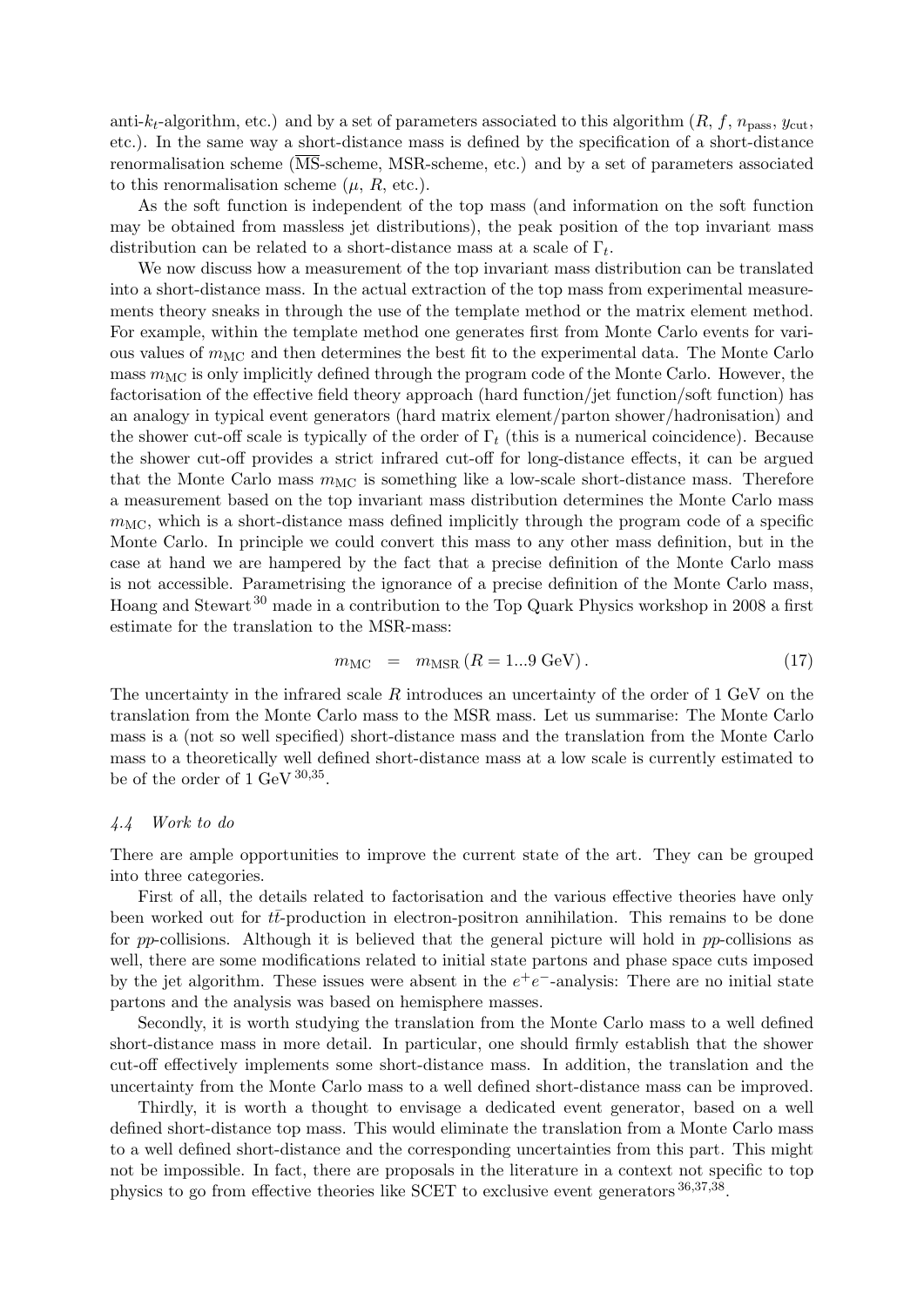anti-$k_t$-algorithm, etc.) and by a set of parameters associated to this algorithm ($R$, $f$, $n_{\text{pass}}$, $y_{\text{cut}}$, etc.). In the same way a short-distance mass is defined by the specification of a short-distance renormalisation scheme ($\overline{\text{MS}}$-scheme, MSR-scheme, etc.) and by a set of parameters associated to this renormalisation scheme ($\mu$, $R$, etc.).

As the soft function is independent of the top mass (and information on the soft function may be obtained from massless jet distributions), the peak position of the top invariant mass distribution can be related to a short-distance mass at a scale of $\Gamma_t$.

We now discuss how a measurement of the top invariant mass distribution can be translated into a short-distance mass. In the actual extraction of the top mass from experimental measurements theory sneaks in through the use of the template method or the matrix element method. For example, within the template method one generates first from Monte Carlo events for various values of $m_{\text{MC}}$ and then determines the best fit to the experimental data. The Monte Carlo mass $m_{\text{MC}}$ is only implicitly defined through the program code of the Monte Carlo. However, the factorisation of the effective field theory approach (hard function/jet function/soft function) has an analogy in typical event generators (hard matrix element/parton shower/hadronisation) and the shower cut-off scale is typically of the order of $\Gamma_t$ (this is a numerical coincidence). Because the shower cut-off provides a strict infrared cut-off for long-distance effects, it can be argued that the Monte Carlo mass $m_{\text{MC}}$ is something like a low-scale short-distance mass. Therefore a measurement based on the top invariant mass distribution determines the Monte Carlo mass $m_{\text{MC}}$, which is a short-distance mass defined implicitly through the program code of a specific Monte Carlo. In principle we could convert this mass to any other mass definition, but in the case at hand we are hampered by the fact that a precise definition of the Monte Carlo mass is not accessible. Parametrising the ignorance of a precise definition of the Monte Carlo mass, Hoang and Stewart [30] made in a contribution to the Top Quark Physics workshop in 2008 a first estimate for the translation to the MSR-mass:

$$m_{\text{MC}} \;=\; m_{\text{MSR}}\,(R = 1 ... 9 \text{ GeV})\,. \tag{17}$$

The uncertainty in the infrared scale $R$ introduces an uncertainty of the order of 1 GeV on the translation from the Monte Carlo mass to the MSR mass. Let us summarise: The Monte Carlo mass is a (not so well specified) short-distance mass and the translation from the Monte Carlo mass to a theoretically well defined short-distance mass at a low scale is currently estimated to be of the order of 1 GeV [30,35].

### *4.4 Work to do*

There are ample opportunities to improve the current state of the art. They can be grouped into three categories.

First of all, the details related to factorisation and the various effective theories have only been worked out for $t\bar{t}$-production in electron-positron annihilation. This remains to be done for *pp*-collisions. Although it is believed that the general picture will hold in *pp*-collisions as well, there are some modifications related to initial state partons and phase space cuts imposed by the jet algorithm. These issues were absent in the $e^+e^-$-analysis: There are no initial state partons and the analysis was based on hemisphere masses.

Secondly, it is worth studying the translation from the Monte Carlo mass to a well defined short-distance mass in more detail. In particular, one should firmly establish that the shower cut-off effectively implements some short-distance mass. In addition, the translation and the uncertainty from the Monte Carlo mass to a well defined short-distance mass can be improved.

Thirdly, it is worth a thought to envisage a dedicated event generator, based on a well defined short-distance top mass. This would eliminate the translation from a Monte Carlo mass to a well defined short-distance and the corresponding uncertainties from this part. This might not be impossible. In fact, there are proposals in the literature in a context not specific to top physics to go from effective theories like SCET to exclusive event generators [36,37,38].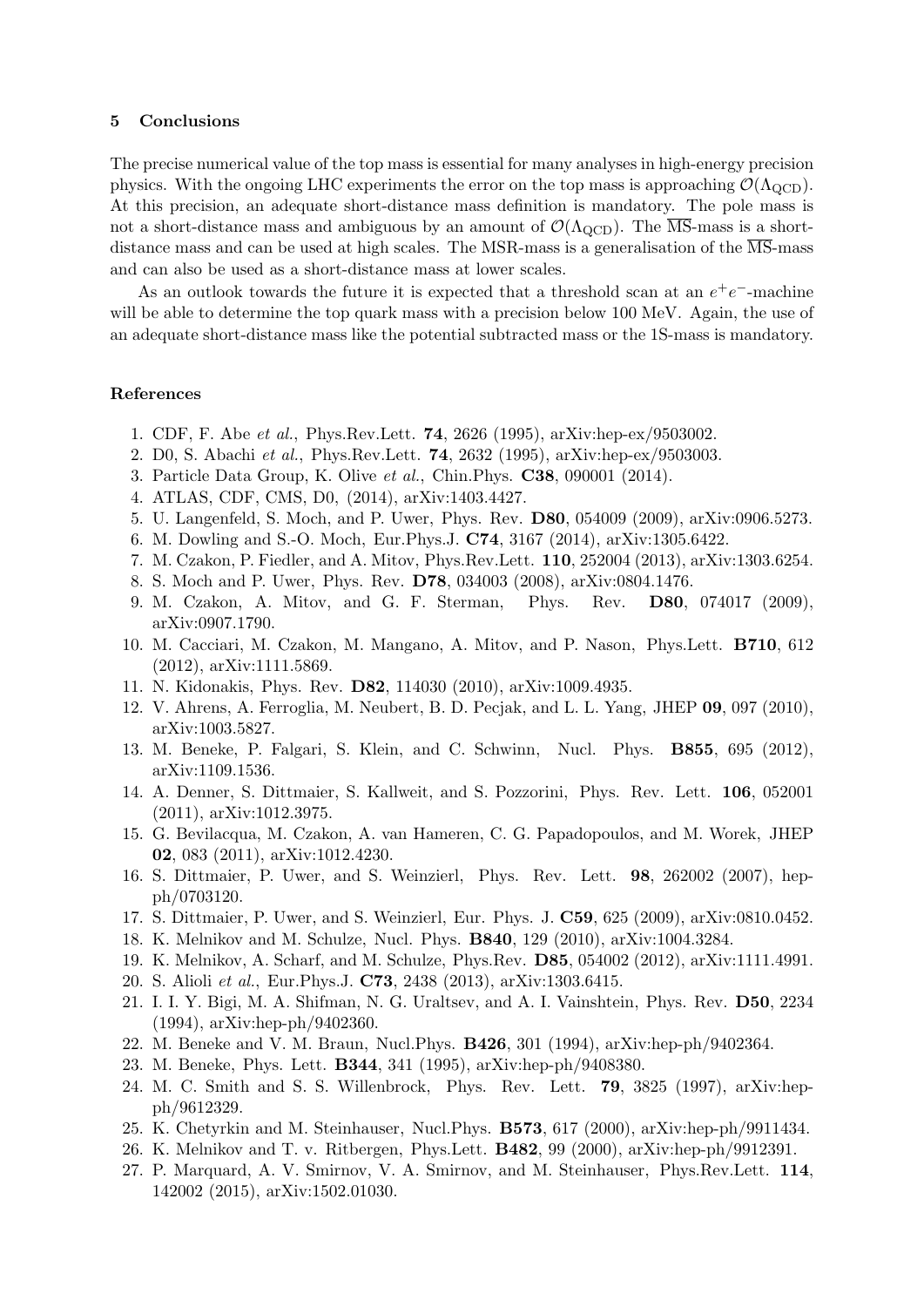## 5 Conclusions

The precise numerical value of the top mass is essential for many analyses in high-energy precision physics. With the ongoing LHC experiments the error on the top mass is approaching $\mathcal{O}(\Lambda_{\text{QCD}})$. At this precision, an adequate short-distance mass definition is mandatory. The pole mass is not a short-distance mass and ambiguous by an amount of $\mathcal{O}(\Lambda_{\text{QCD}})$. The $\overline{\text{MS}}$-mass is a short-distance mass and can be used at high scales. The MSR-mass is a generalisation of the $\overline{\text{MS}}$-mass and can also be used as a short-distance mass at lower scales.

As an outlook towards the future it is expected that a threshold scan at an $e^+e^-$-machine will be able to determine the top quark mass with a precision below 100 MeV. Again, the use of an adequate short-distance mass like the potential subtracted mass or the 1S-mass is mandatory.

### References

1. CDF, F. Abe *et al.*, Phys.Rev.Lett. **74**, 2626 (1995), arXiv:hep-ex/9503002.
2. D0, S. Abachi *et al.*, Phys.Rev.Lett. **74**, 2632 (1995), arXiv:hep-ex/9503003.
3. Particle Data Group, K. Olive *et al.*, Chin.Phys. **C38**, 090001 (2014).
4. ATLAS, CDF, CMS, D0, (2014), arXiv:1403.4427.
5. U. Langenfeld, S. Moch, and P. Uwer, Phys. Rev. **D80**, 054009 (2009), arXiv:0906.5273.
6. M. Dowling and S.-O. Moch, Eur.Phys.J. **C74**, 3167 (2014), arXiv:1305.6422.
7. M. Czakon, P. Fiedler, and A. Mitov, Phys.Rev.Lett. **110**, 252004 (2013), arXiv:1303.6254.
8. S. Moch and P. Uwer, Phys. Rev. **D78**, 034003 (2008), arXiv:0804.1476.
9. M. Czakon, A. Mitov, and G. F. Sterman, Phys. Rev. **D80**, 074017 (2009), arXiv:0907.1790.
10. M. Cacciari, M. Czakon, M. Mangano, A. Mitov, and P. Nason, Phys.Lett. **B710**, 612 (2012), arXiv:1111.5869.
11. N. Kidonakis, Phys. Rev. **D82**, 114030 (2010), arXiv:1009.4935.
12. V. Ahrens, A. Ferroglia, M. Neubert, B. D. Pecjak, and L. L. Yang, JHEP **09**, 097 (2010), arXiv:1003.5827.
13. M. Beneke, P. Falgari, S. Klein, and C. Schwinn, Nucl. Phys. **B855**, 695 (2012), arXiv:1109.1536.
14. A. Denner, S. Dittmaier, S. Kallweit, and S. Pozzorini, Phys. Rev. Lett. **106**, 052001 (2011), arXiv:1012.3975.
15. G. Bevilacqua, M. Czakon, A. van Hameren, C. G. Papadopoulos, and M. Worek, JHEP **02**, 083 (2011), arXiv:1012.4230.
16. S. Dittmaier, P. Uwer, and S. Weinzierl, Phys. Rev. Lett. **98**, 262002 (2007), hep-ph/0703120.
17. S. Dittmaier, P. Uwer, and S. Weinzierl, Eur. Phys. J. **C59**, 625 (2009), arXiv:0810.0452.
18. K. Melnikov and M. Schulze, Nucl. Phys. **B840**, 129 (2010), arXiv:1004.3284.
19. K. Melnikov, A. Scharf, and M. Schulze, Phys.Rev. **D85**, 054002 (2012), arXiv:1111.4991.
20. S. Alioli *et al.*, Eur.Phys.J. **C73**, 2438 (2013), arXiv:1303.6415.
21. I. I. Y. Bigi, M. A. Shifman, N. G. Uraltsev, and A. I. Vainshtein, Phys. Rev. **D50**, 2234 (1994), arXiv:hep-ph/9402360.
22. M. Beneke and V. M. Braun, Nucl.Phys. **B426**, 301 (1994), arXiv:hep-ph/9402364.
23. M. Beneke, Phys. Lett. **B344**, 341 (1995), arXiv:hep-ph/9408380.
24. M. C. Smith and S. S. Willenbrock, Phys. Rev. Lett. **79**, 3825 (1997), arXiv:hep-ph/9612329.
25. K. Chetyrkin and M. Steinhauser, Nucl.Phys. **B573**, 617 (2000), arXiv:hep-ph/9911434.
26. K. Melnikov and T. v. Ritbergen, Phys.Lett. **B482**, 99 (2000), arXiv:hep-ph/9912391.
27. P. Marquard, A. V. Smirnov, V. A. Smirnov, and M. Steinhauser, Phys.Rev.Lett. **114**, 142002 (2015), arXiv:1502.01030.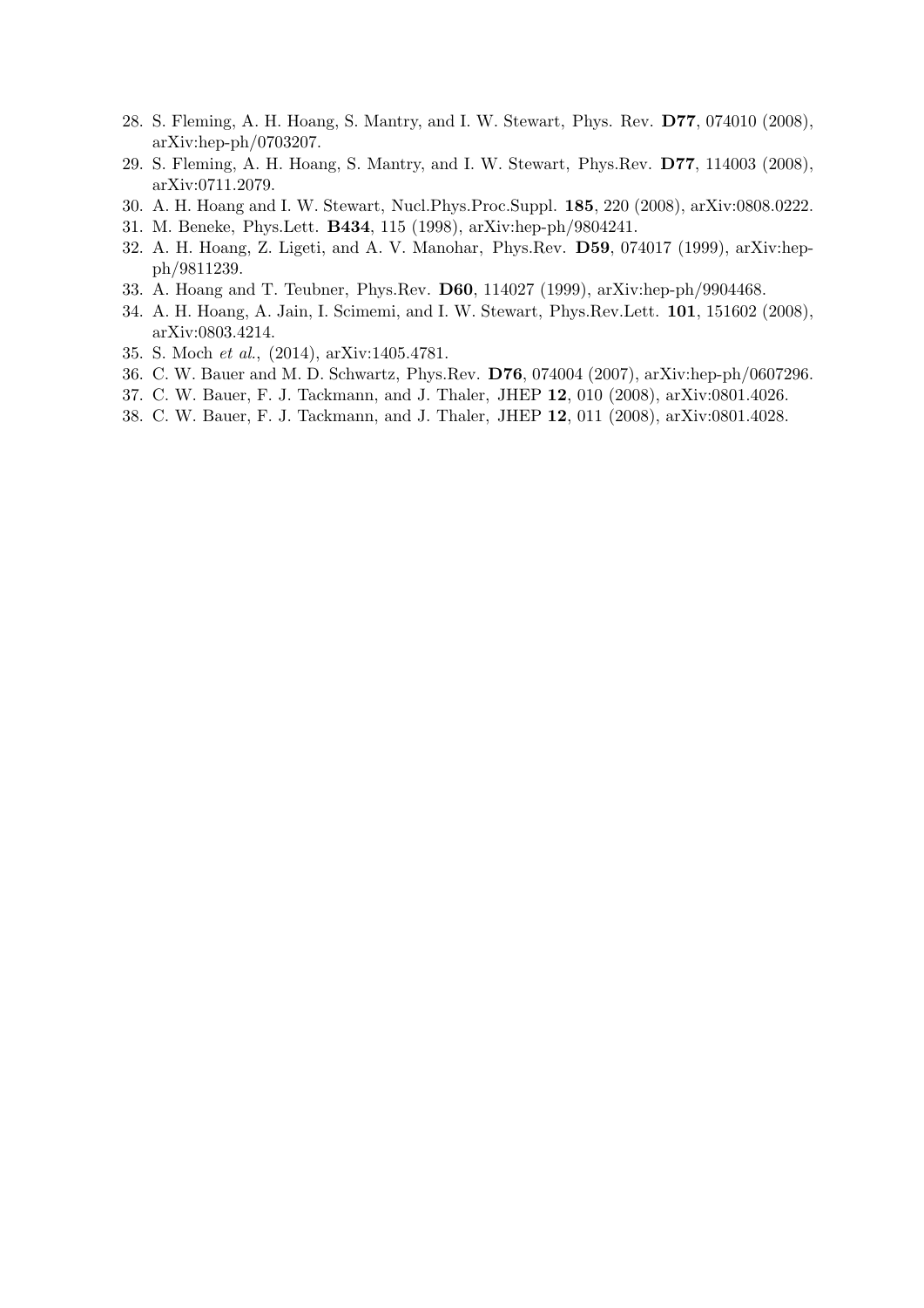28. S. Fleming, A. H. Hoang, S. Mantry, and I. W. Stewart, Phys. Rev. **D77**, 074010 (2008), arXiv:hep-ph/0703207.
29. S. Fleming, A. H. Hoang, S. Mantry, and I. W. Stewart, Phys.Rev. **D77**, 114003 (2008), arXiv:0711.2079.
30. A. H. Hoang and I. W. Stewart, Nucl.Phys.Proc.Suppl. **185**, 220 (2008), arXiv:0808.0222.
31. M. Beneke, Phys.Lett. **B434**, 115 (1998), arXiv:hep-ph/9804241.
32. A. H. Hoang, Z. Ligeti, and A. V. Manohar, Phys.Rev. **D59**, 074017 (1999), arXiv:hep-ph/9811239.
33. A. Hoang and T. Teubner, Phys.Rev. **D60**, 114027 (1999), arXiv:hep-ph/9904468.
34. A. H. Hoang, A. Jain, I. Scimemi, and I. W. Stewart, Phys.Rev.Lett. **101**, 151602 (2008), arXiv:0803.4214.
35. S. Moch *et al.*, (2014), arXiv:1405.4781.
36. C. W. Bauer and M. D. Schwartz, Phys.Rev. **D76**, 074004 (2007), arXiv:hep-ph/0607296.
37. C. W. Bauer, F. J. Tackmann, and J. Thaler, JHEP **12**, 010 (2008), arXiv:0801.4026.
38. C. W. Bauer, F. J. Tackmann, and J. Thaler, JHEP **12**, 011 (2008), arXiv:0801.4028.